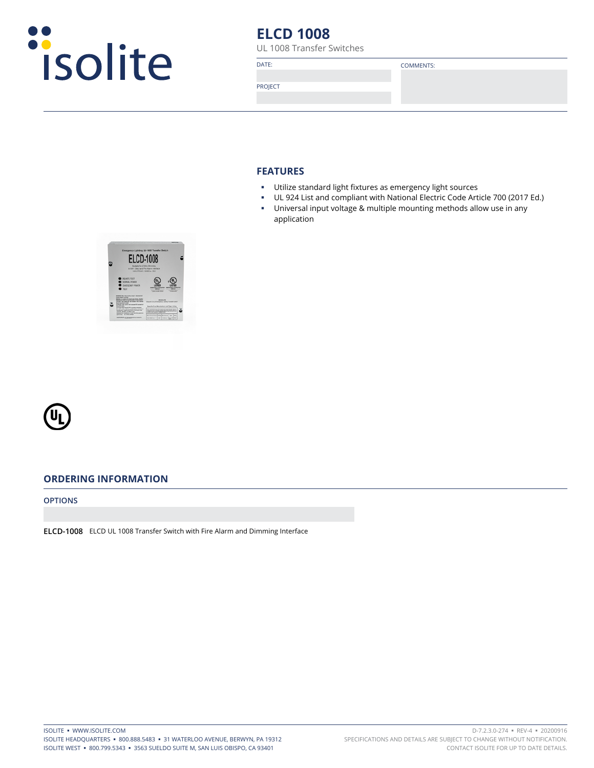# ELCD 1008

UL 1008 Transfer Switches

| DATE: | COMMENTS: |
| --- | --- |
| PROJECT | |

## FEATURES

- Utilize standard light fixtures as emergency light sources
- UL 924 List and compliant with National Electric Code Article 700 (2017 Ed.)
- Universal input voltage & multiple mounting methods allow use in any application

## ORDERING INFORMATION

### OPTIONS

**ELCD-1008** ELCD UL 1008 Transfer Switch with Fire Alarm and Dimming Interface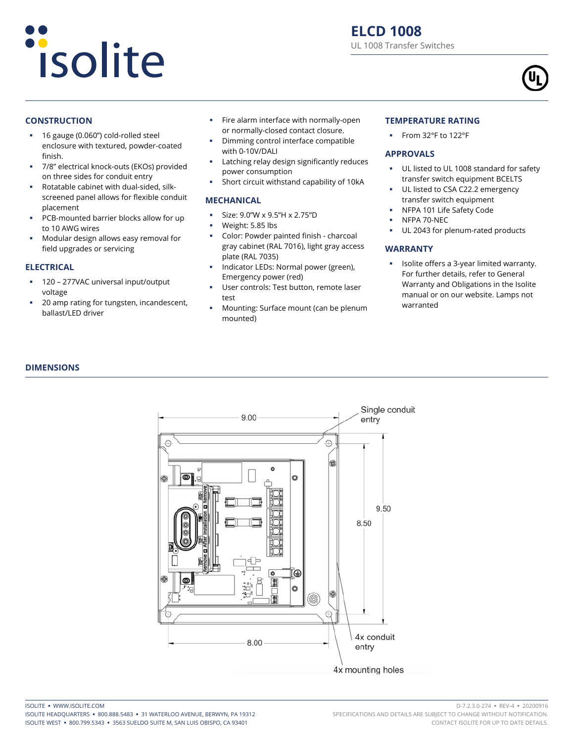# ELCD 1008

UL 1008 Transfer Switches

## CONSTRUCTION

- 16 gauge (0.060") cold-rolled steel enclosure with textured, powder-coated finish.
- 7/8" electrical knock-outs (EKOs) provided on three sides for conduit entry
- Rotatable cabinet with dual-sided, silk-screened panel allows for flexible conduit placement
- PCB-mounted barrier blocks allow for up to 10 AWG wires
- Modular design allows easy removal for field upgrades or servicing

## ELECTRICAL

- 120 – 277VAC universal input/output voltage
- 20 amp rating for tungsten, incandescent, ballast/LED driver
- Fire alarm interface with normally-open or normally-closed contact closure.
- Dimming control interface compatible with 0-10V/DALI
- Latching relay design significantly reduces power consumption
- Short circuit withstand capability of 10kA

## MECHANICAL

- Size: 9.0"W x 9.5"H x 2.75"D
- Weight: 5.85 lbs
- Color: Powder painted finish - charcoal gray cabinet (RAL 7016), light gray access plate (RAL 7035)
- Indicator LEDs: Normal power (green), Emergency power (red)
- User controls: Test button, remote laser test
- Mounting: Surface mount (can be plenum mounted)

## TEMPERATURE RATING

- From 32°F to 122°F

## APPROVALS

- UL listed to UL 1008 standard for safety transfer switch equipment BCELTS
- UL listed to CSA C22.2 emergency transfer switch equipment
- NFPA 101 Life Safety Code
- NFPA 70-NEC
- UL 2043 for plenum-rated products

## WARRANTY

- Isolite offers a 3-year limited warranty. For further details, refer to General Warranty and Obligations in the Isolite manual or on our website. Lamps not warranted

## DIMENSIONS

9.00

Single conduit entry

9.50

8.50

8.00

4x conduit entry

4x mounting holes

ISOLITE ▪ WWW.ISOLITE.COM
ISOLITE HEADQUARTERS ▪ 800.888.5483 ▪ 31 WATERLOO AVENUE, BERWYN, PA 19312
ISOLITE WEST ▪ 800.799.5343 ▪ 3563 SUELDO SUITE M, SAN LUIS OBISPO, CA 93401

D-7.2.3.0-274 ▪ REV-4 ▪ 20200916
SPECIFICATIONS AND DETAILS ARE SUBJECT TO CHANGE WITHOUT NOTIFICATION.
CONTACT ISOLITE FOR UP TO DATE DETAILS.